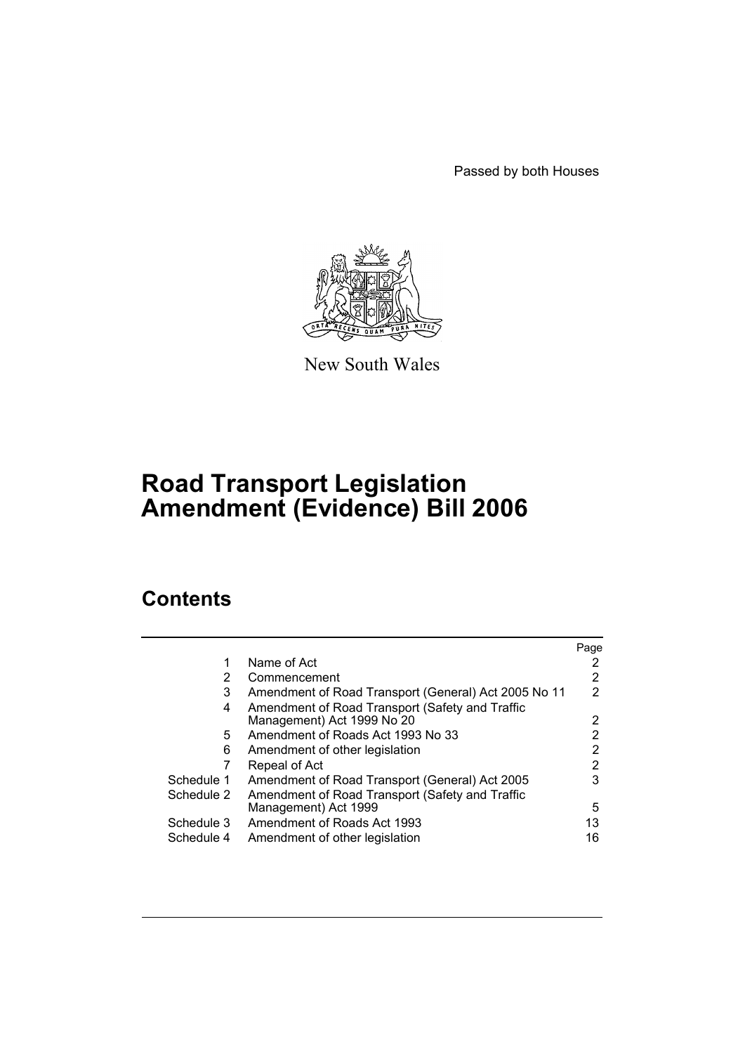Passed by both Houses

New South Wales

# Road Transport Legislation Amendment (Evidence) Bill 2006

## Contents

| | | Page |
|---|---|---|
| 1 | Name of Act | 2 |
| 2 | Commencement | 2 |
| 3 | Amendment of Road Transport (General) Act 2005 No 11 | 2 |
| 4 | Amendment of Road Transport (Safety and Traffic Management) Act 1999 No 20 | 2 |
| 5 | Amendment of Roads Act 1993 No 33 | 2 |
| 6 | Amendment of other legislation | 2 |
| 7 | Repeal of Act | 2 |
| Schedule 1 | Amendment of Road Transport (General) Act 2005 | 3 |
| Schedule 2 | Amendment of Road Transport (Safety and Traffic Management) Act 1999 | 5 |
| Schedule 3 | Amendment of Roads Act 1993 | 13 |
| Schedule 4 | Amendment of other legislation | 16 |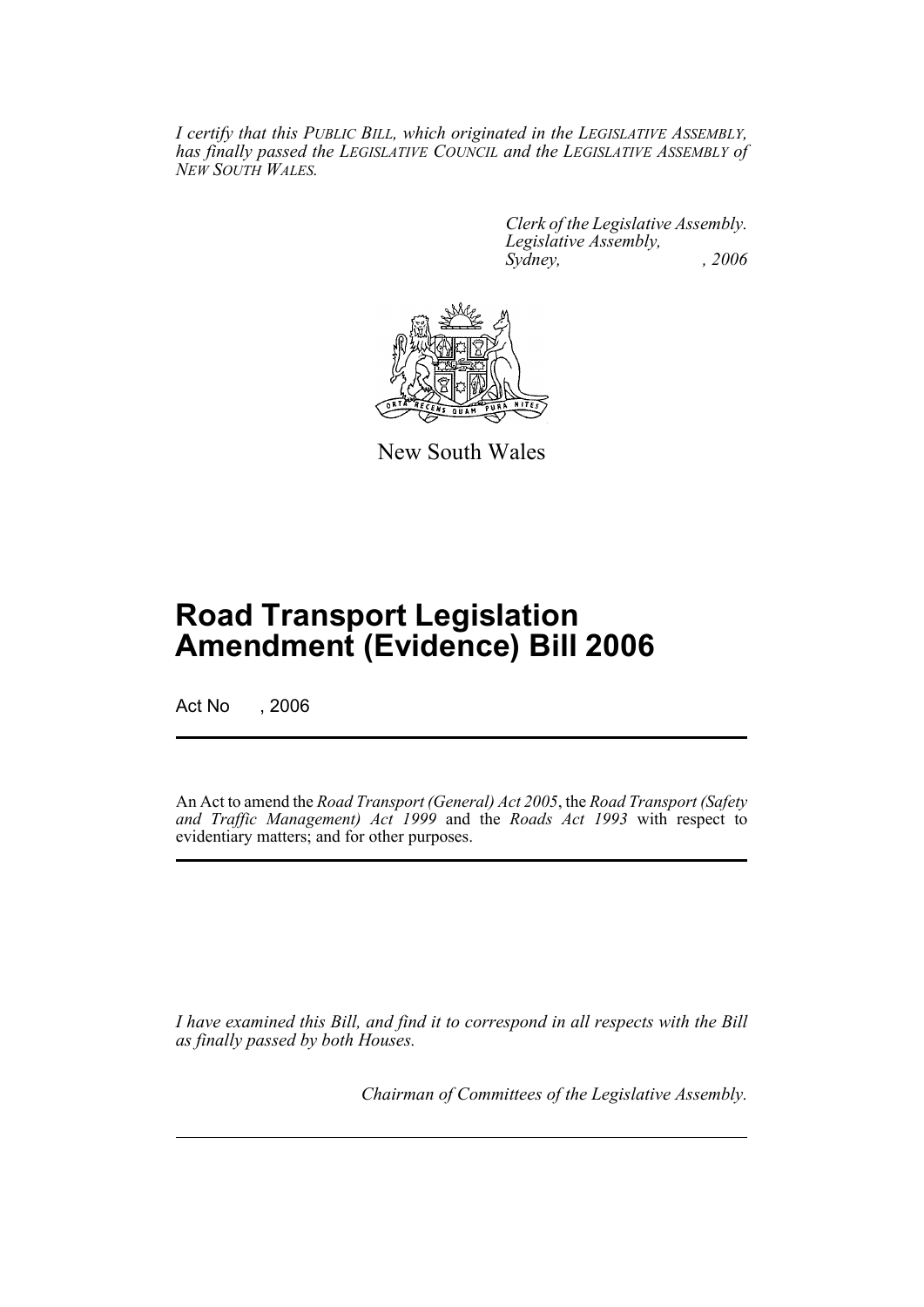*I certify that this PUBLIC BILL, which originated in the LEGISLATIVE ASSEMBLY, has finally passed the LEGISLATIVE COUNCIL and the LEGISLATIVE ASSEMBLY of NEW SOUTH WALES.*

*Clerk of the Legislative Assembly.*
*Legislative Assembly,*
*Sydney, , 2006*

New South Wales

# Road Transport Legislation Amendment (Evidence) Bill 2006

Act No , 2006

An Act to amend the *Road Transport (General) Act 2005*, the *Road Transport (Safety and Traffic Management) Act 1999* and the *Roads Act 1993* with respect to evidentiary matters; and for other purposes.

*I have examined this Bill, and find it to correspond in all respects with the Bill as finally passed by both Houses.*

*Chairman of Committees of the Legislative Assembly.*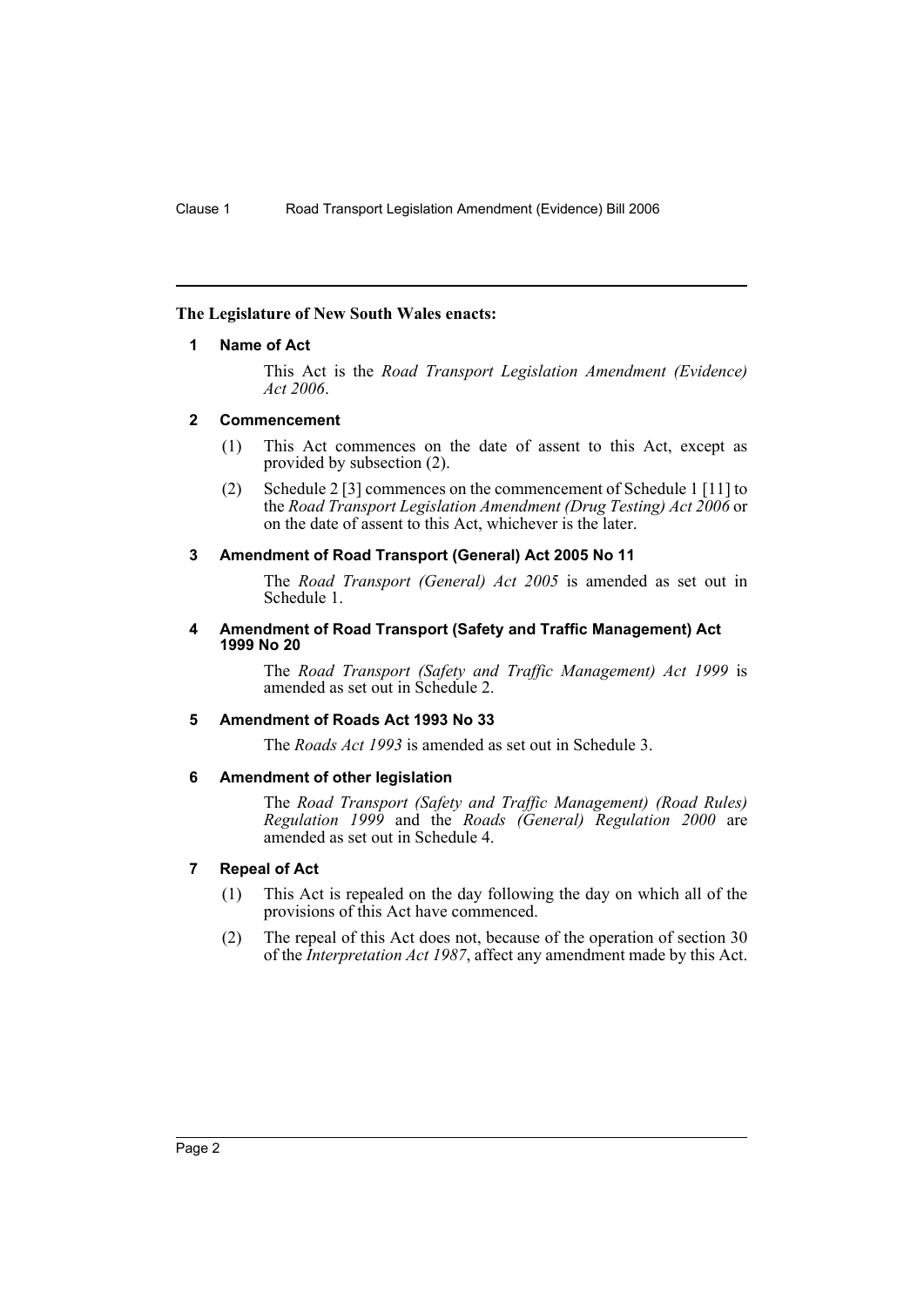**The Legislature of New South Wales enacts:**

### 1 Name of Act

This Act is the *Road Transport Legislation Amendment (Evidence) Act 2006*.

### 2 Commencement

(1) This Act commences on the date of assent to this Act, except as provided by subsection (2).

(2) Schedule 2 [3] commences on the commencement of Schedule 1 [11] to the *Road Transport Legislation Amendment (Drug Testing) Act 2006* or on the date of assent to this Act, whichever is the later.

### 3 Amendment of Road Transport (General) Act 2005 No 11

The *Road Transport (General) Act 2005* is amended as set out in Schedule 1.

### 4 Amendment of Road Transport (Safety and Traffic Management) Act 1999 No 20

The *Road Transport (Safety and Traffic Management) Act 1999* is amended as set out in Schedule 2.

### 5 Amendment of Roads Act 1993 No 33

The *Roads Act 1993* is amended as set out in Schedule 3.

### 6 Amendment of other legislation

The *Road Transport (Safety and Traffic Management) (Road Rules) Regulation 1999* and the *Roads (General) Regulation 2000* are amended as set out in Schedule 4.

### 7 Repeal of Act

(1) This Act is repealed on the day following the day on which all of the provisions of this Act have commenced.

(2) The repeal of this Act does not, because of the operation of section 30 of the *Interpretation Act 1987*, affect any amendment made by this Act.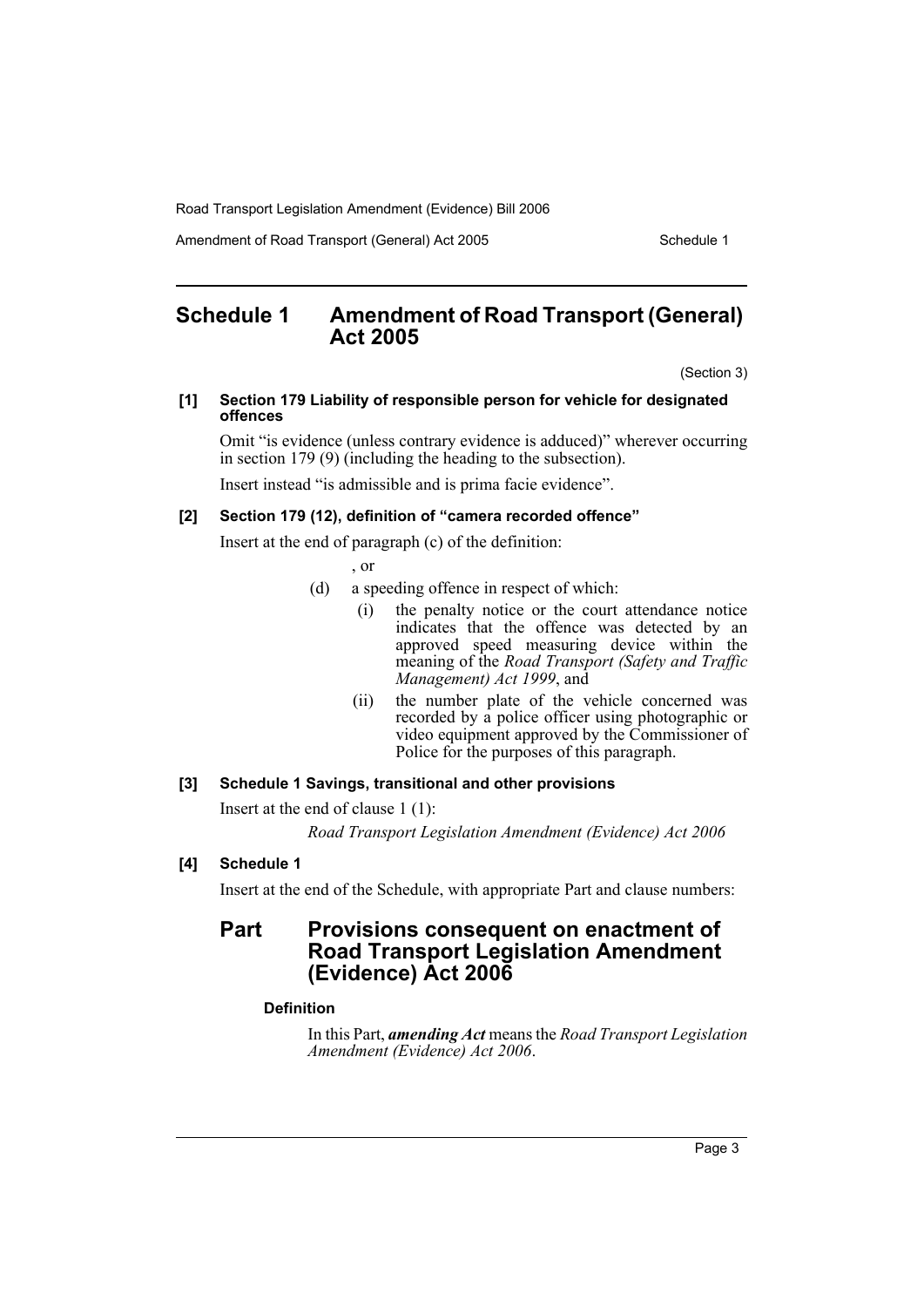# Schedule 1 Amendment of Road Transport (General) Act 2005

(Section 3)

**[1] Section 179 Liability of responsible person for vehicle for designated offences**

Omit "is evidence (unless contrary evidence is adduced)" wherever occurring in section 179 (9) (including the heading to the subsection).

Insert instead "is admissible and is prima facie evidence".

**[2] Section 179 (12), definition of "camera recorded offence"**

Insert at the end of paragraph (c) of the definition:

, or

(d) a speeding offence in respect of which:

(i) the penalty notice or the court attendance notice indicates that the offence was detected by an approved speed measuring device within the meaning of the *Road Transport (Safety and Traffic Management) Act 1999*, and

(ii) the number plate of the vehicle concerned was recorded by a police officer using photographic or video equipment approved by the Commissioner of Police for the purposes of this paragraph.

**[3] Schedule 1 Savings, transitional and other provisions**

Insert at the end of clause 1 (1):

*Road Transport Legislation Amendment (Evidence) Act 2006*

**[4] Schedule 1**

Insert at the end of the Schedule, with appropriate Part and clause numbers:

## Part Provisions consequent on enactment of Road Transport Legislation Amendment (Evidence) Act 2006

**Definition**

In this Part, ***amending Act*** means the *Road Transport Legislation Amendment (Evidence) Act 2006*.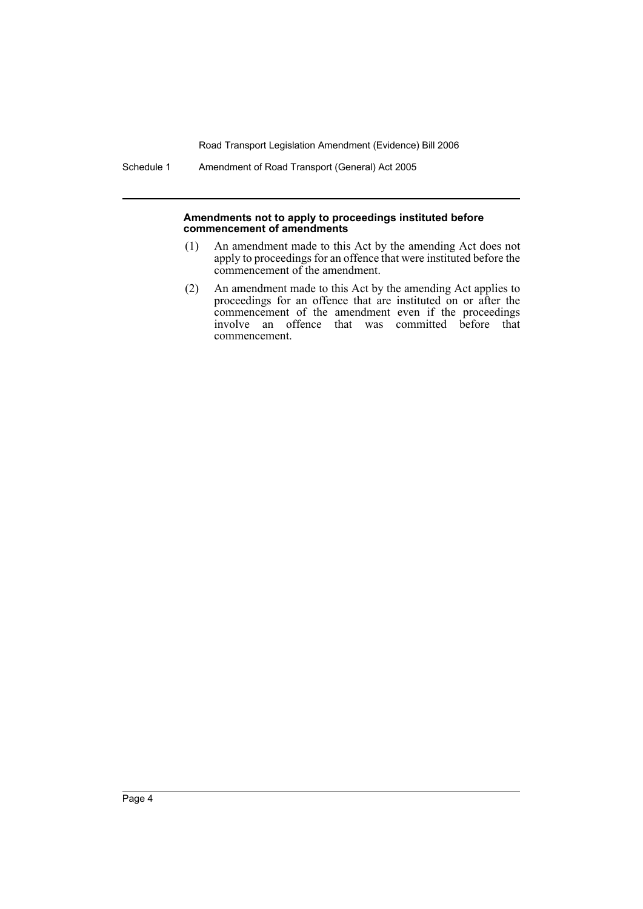**Amendments not to apply to proceedings instituted before commencement of amendments**

(1) An amendment made to this Act by the amending Act does not apply to proceedings for an offence that were instituted before the commencement of the amendment.

(2) An amendment made to this Act by the amending Act applies to proceedings for an offence that are instituted on or after the commencement of the amendment even if the proceedings involve an offence that was committed before that commencement.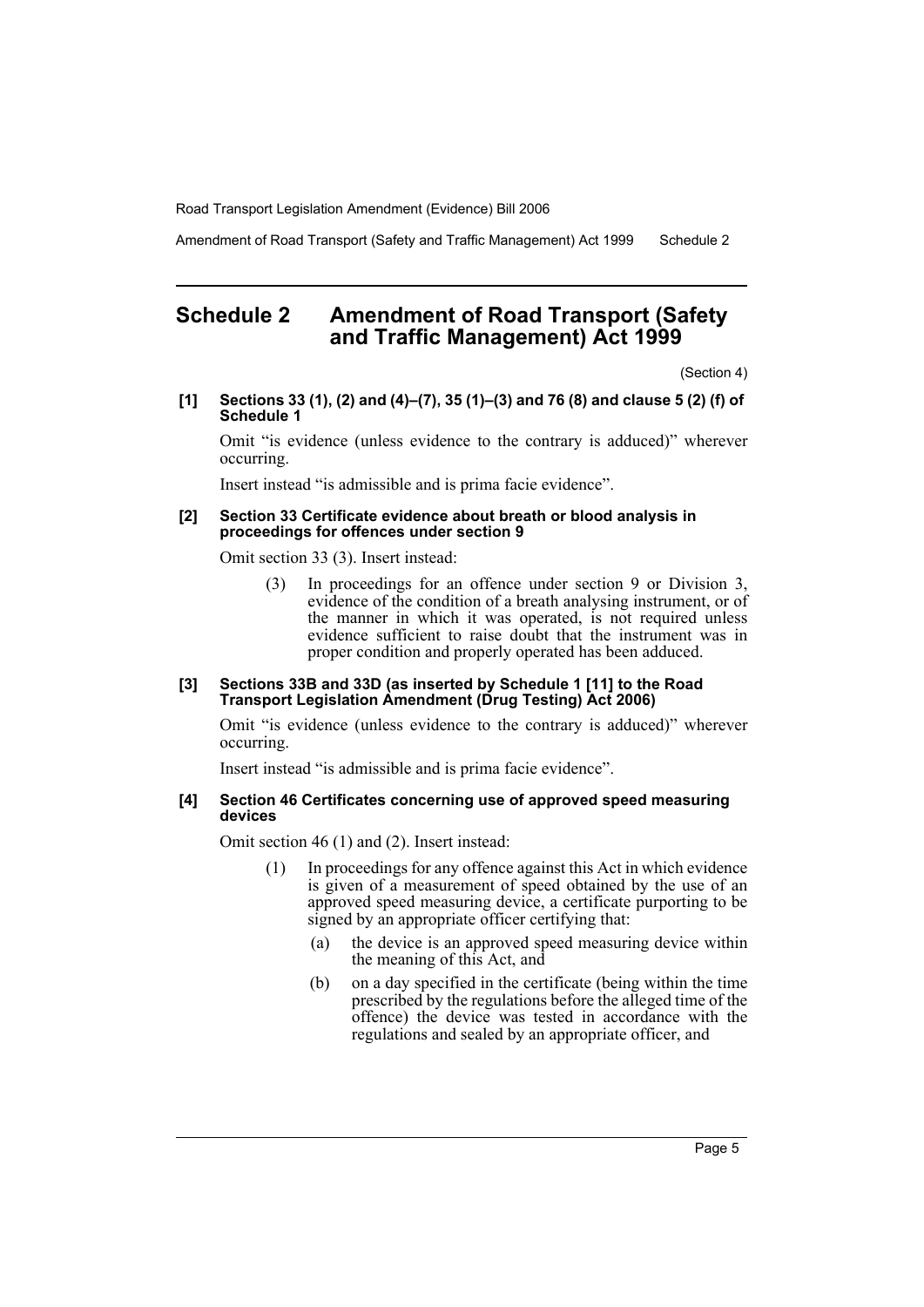## Schedule 2 Amendment of Road Transport (Safety and Traffic Management) Act 1999

(Section 4)

**[1] Sections 33 (1), (2) and (4)–(7), 35 (1)–(3) and 76 (8) and clause 5 (2) (f) of Schedule 1**

Omit "is evidence (unless evidence to the contrary is adduced)" wherever occurring.

Insert instead "is admissible and is prima facie evidence".

**[2] Section 33 Certificate evidence about breath or blood analysis in proceedings for offences under section 9**

Omit section 33 (3). Insert instead:

> (3) In proceedings for an offence under section 9 or Division 3, evidence of the condition of a breath analysing instrument, or of the manner in which it was operated, is not required unless evidence sufficient to raise doubt that the instrument was in proper condition and properly operated has been adduced.

**[3] Sections 33B and 33D (as inserted by Schedule 1 [11] to the Road Transport Legislation Amendment (Drug Testing) Act 2006)**

Omit "is evidence (unless evidence to the contrary is adduced)" wherever occurring.

Insert instead "is admissible and is prima facie evidence".

**[4] Section 46 Certificates concerning use of approved speed measuring devices**

Omit section 46 (1) and (2). Insert instead:

> (1) In proceedings for any offence against this Act in which evidence is given of a measurement of speed obtained by the use of an approved speed measuring device, a certificate purporting to be signed by an appropriate officer certifying that:
>
> (a) the device is an approved speed measuring device within the meaning of this Act, and
>
> (b) on a day specified in the certificate (being within the time prescribed by the regulations before the alleged time of the offence) the device was tested in accordance with the regulations and sealed by an appropriate officer, and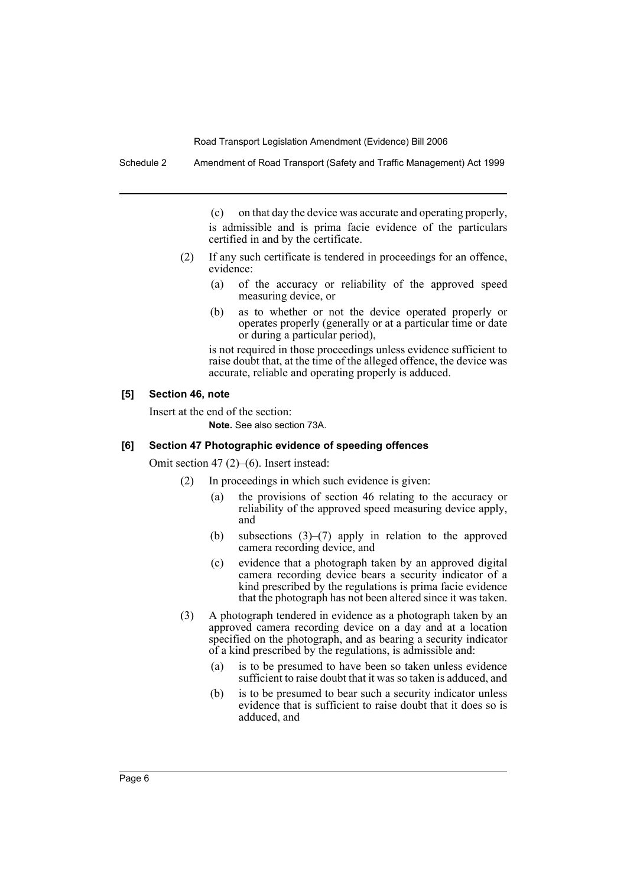(c) on that day the device was accurate and operating properly,

is admissible and is prima facie evidence of the particulars certified in and by the certificate.

(2) If any such certificate is tendered in proceedings for an offence, evidence:

(a) of the accuracy or reliability of the approved speed measuring device, or

(b) as to whether or not the device operated properly or operates properly (generally or at a particular time or date or during a particular period),

is not required in those proceedings unless evidence sufficient to raise doubt that, at the time of the alleged offence, the device was accurate, reliable and operating properly is adduced.

**[5] Section 46, note**

Insert at the end of the section:

**Note.** See also section 73A.

**[6] Section 47 Photographic evidence of speeding offences**

Omit section 47 (2)–(6). Insert instead:

(2) In proceedings in which such evidence is given:

(a) the provisions of section 46 relating to the accuracy or reliability of the approved speed measuring device apply, and

(b) subsections (3)–(7) apply in relation to the approved camera recording device, and

(c) evidence that a photograph taken by an approved digital camera recording device bears a security indicator of a kind prescribed by the regulations is prima facie evidence that the photograph has not been altered since it was taken.

(3) A photograph tendered in evidence as a photograph taken by an approved camera recording device on a day and at a location specified on the photograph, and as bearing a security indicator of a kind prescribed by the regulations, is admissible and:

(a) is to be presumed to have been so taken unless evidence sufficient to raise doubt that it was so taken is adduced, and

(b) is to be presumed to bear such a security indicator unless evidence that is sufficient to raise doubt that it does so is adduced, and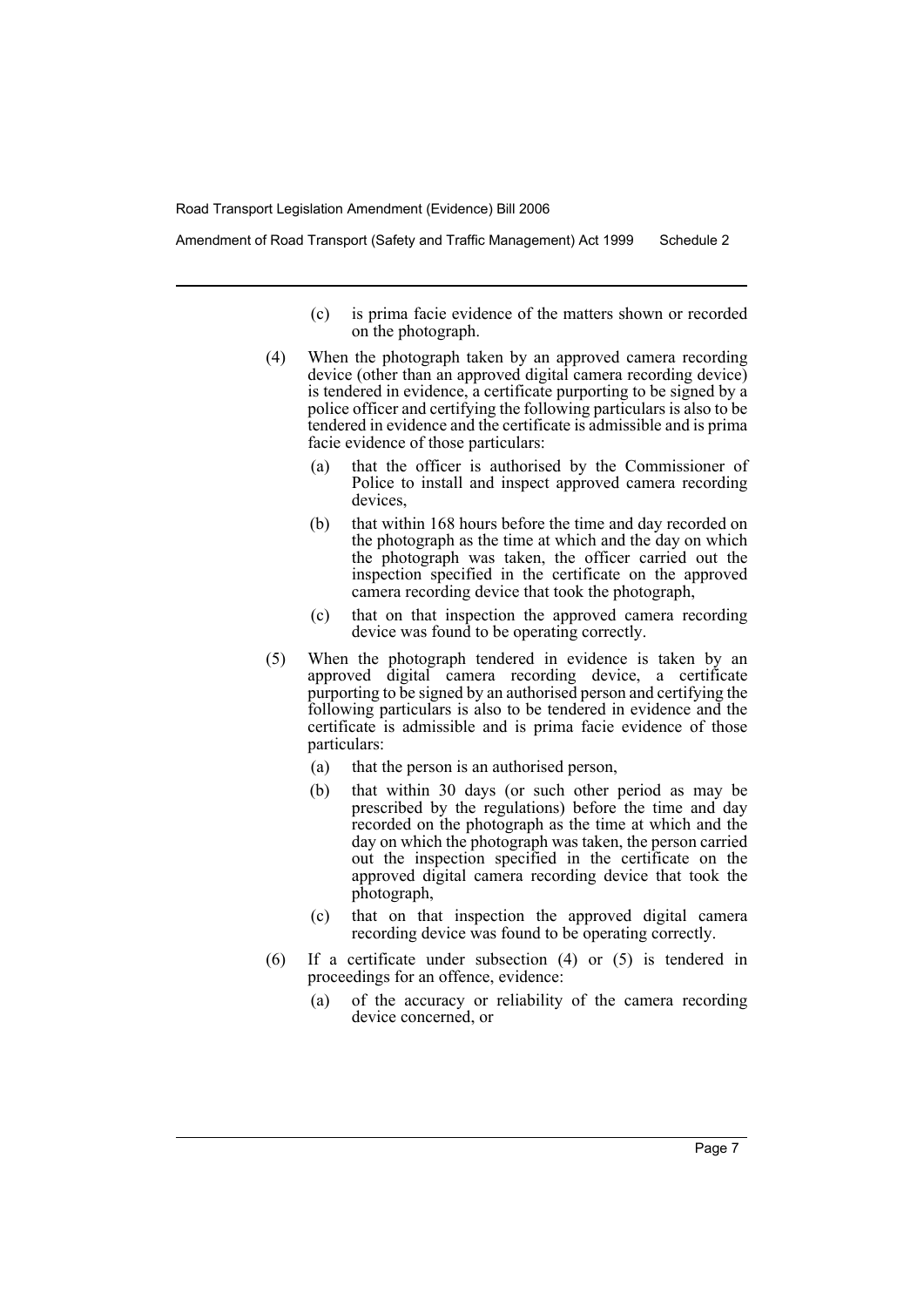(c) is prima facie evidence of the matters shown or recorded on the photograph.

(4) When the photograph taken by an approved camera recording device (other than an approved digital camera recording device) is tendered in evidence, a certificate purporting to be signed by a police officer and certifying the following particulars is also to be tendered in evidence and the certificate is admissible and is prima facie evidence of those particulars:

(a) that the officer is authorised by the Commissioner of Police to install and inspect approved camera recording devices,

(b) that within 168 hours before the time and day recorded on the photograph as the time at which and the day on which the photograph was taken, the officer carried out the inspection specified in the certificate on the approved camera recording device that took the photograph,

(c) that on that inspection the approved camera recording device was found to be operating correctly.

(5) When the photograph tendered in evidence is taken by an approved digital camera recording device, a certificate purporting to be signed by an authorised person and certifying the following particulars is also to be tendered in evidence and the certificate is admissible and is prima facie evidence of those particulars:

(a) that the person is an authorised person,

(b) that within 30 days (or such other period as may be prescribed by the regulations) before the time and day recorded on the photograph as the time at which and the day on which the photograph was taken, the person carried out the inspection specified in the certificate on the approved digital camera recording device that took the photograph,

(c) that on that inspection the approved digital camera recording device was found to be operating correctly.

(6) If a certificate under subsection (4) or (5) is tendered in proceedings for an offence, evidence:

(a) of the accuracy or reliability of the camera recording device concerned, or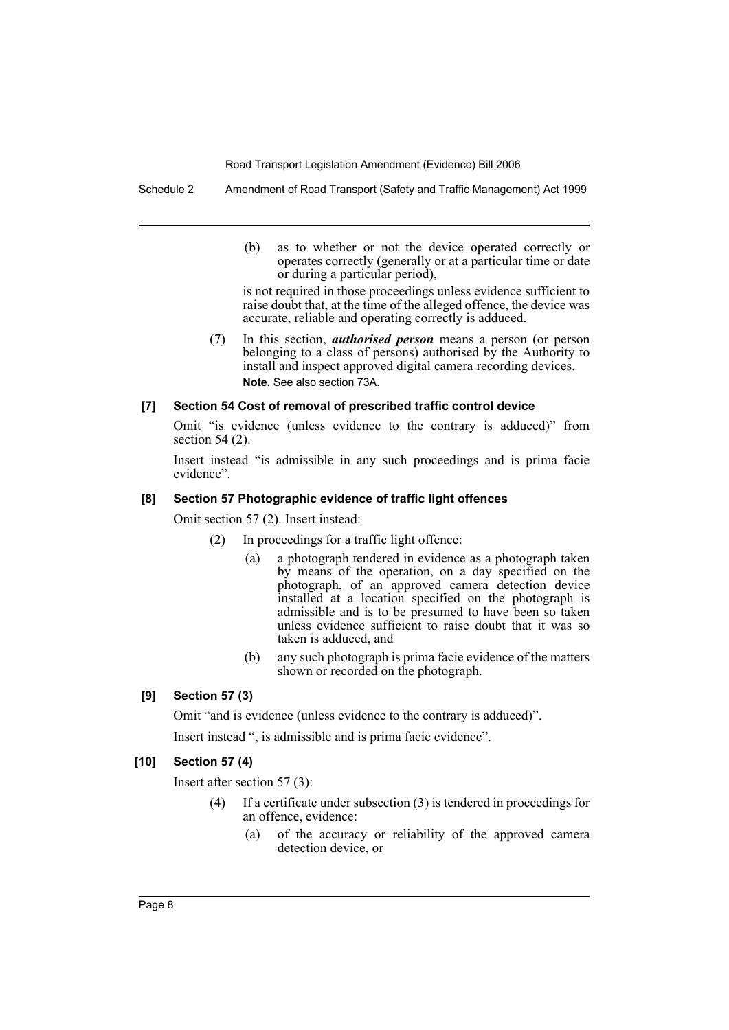(b) as to whether or not the device operated correctly or operates correctly (generally or at a particular time or date or during a particular period),

is not required in those proceedings unless evidence sufficient to raise doubt that, at the time of the alleged offence, the device was accurate, reliable and operating correctly is adduced.

(7) In this section, ***authorised person*** means a person (or person belonging to a class of persons) authorised by the Authority to install and inspect approved digital camera recording devices.

**Note.** See also section 73A.

#### [7] Section 54 Cost of removal of prescribed traffic control device

Omit "is evidence (unless evidence to the contrary is adduced)" from section 54 (2).

Insert instead "is admissible in any such proceedings and is prima facie evidence".

#### [8] Section 57 Photographic evidence of traffic light offences

Omit section 57 (2). Insert instead:

(2) In proceedings for a traffic light offence:

(a) a photograph tendered in evidence as a photograph taken by means of the operation, on a day specified on the photograph, of an approved camera detection device installed at a location specified on the photograph is admissible and is to be presumed to have been so taken unless evidence sufficient to raise doubt that it was so taken is adduced, and

(b) any such photograph is prima facie evidence of the matters shown or recorded on the photograph.

#### [9] Section 57 (3)

Omit "and is evidence (unless evidence to the contrary is adduced)".

Insert instead ", is admissible and is prima facie evidence".

#### [10] Section 57 (4)

Insert after section 57 (3):

(4) If a certificate under subsection (3) is tendered in proceedings for an offence, evidence:

(a) of the accuracy or reliability of the approved camera detection device, or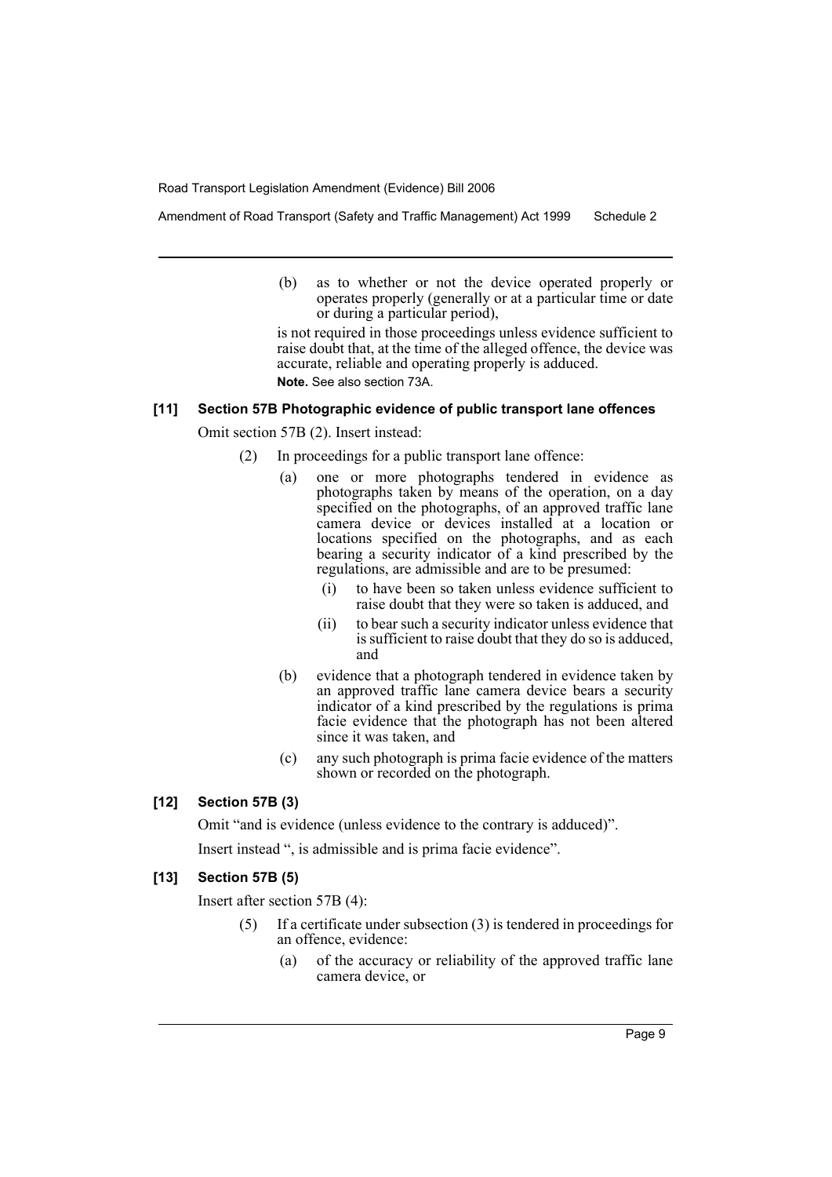(b) as to whether or not the device operated properly or operates properly (generally or at a particular time or date or during a particular period),

is not required in those proceedings unless evidence sufficient to raise doubt that, at the time of the alleged offence, the device was accurate, reliable and operating properly is adduced.

**Note.** See also section 73A.

#### [11] Section 57B Photographic evidence of public transport lane offences

Omit section 57B (2). Insert instead:

(2) In proceedings for a public transport lane offence:

(a) one or more photographs tendered in evidence as photographs taken by means of the operation, on a day specified on the photographs, of an approved traffic lane camera device or devices installed at a location or locations specified on the photographs, and as each bearing a security indicator of a kind prescribed by the regulations, are admissible and are to be presumed:

(i) to have been so taken unless evidence sufficient to raise doubt that they were so taken is adduced, and

(ii) to bear such a security indicator unless evidence that is sufficient to raise doubt that they do so is adduced, and

(b) evidence that a photograph tendered in evidence taken by an approved traffic lane camera device bears a security indicator of a kind prescribed by the regulations is prima facie evidence that the photograph has not been altered since it was taken, and

(c) any such photograph is prima facie evidence of the matters shown or recorded on the photograph.

#### [12] Section 57B (3)

Omit "and is evidence (unless evidence to the contrary is adduced)".

Insert instead ", is admissible and is prima facie evidence".

#### [13] Section 57B (5)

Insert after section 57B (4):

(5) If a certificate under subsection (3) is tendered in proceedings for an offence, evidence:

(a) of the accuracy or reliability of the approved traffic lane camera device, or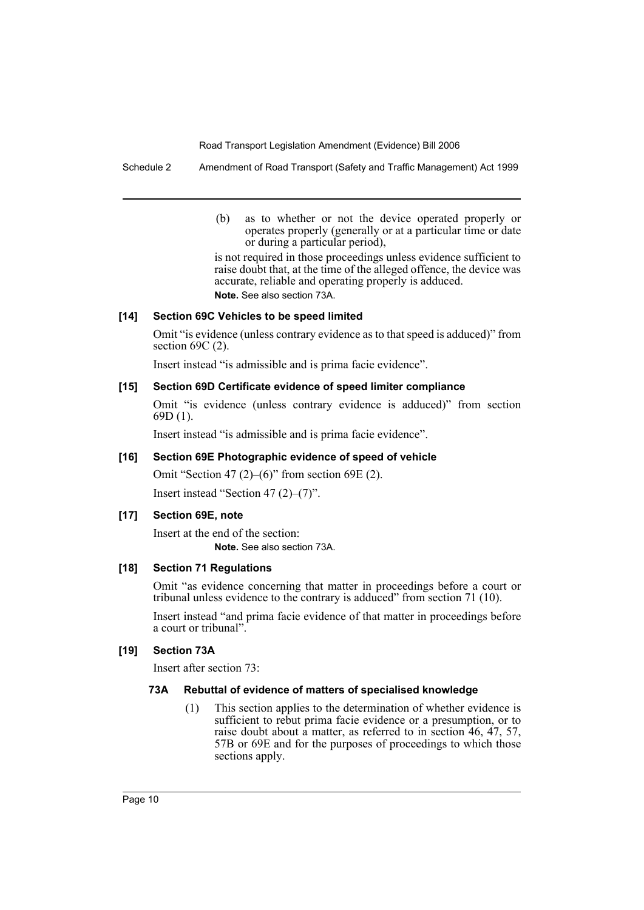(b) as to whether or not the device operated properly or operates properly (generally or at a particular time or date or during a particular period),

is not required in those proceedings unless evidence sufficient to raise doubt that, at the time of the alleged offence, the device was accurate, reliable and operating properly is adduced.

**Note.** See also section 73A.

#### [14] Section 69C Vehicles to be speed limited

Omit "is evidence (unless contrary evidence as to that speed is adduced)" from section 69C (2).

Insert instead "is admissible and is prima facie evidence".

#### [15] Section 69D Certificate evidence of speed limiter compliance

Omit "is evidence (unless contrary evidence is adduced)" from section 69D (1).

Insert instead "is admissible and is prima facie evidence".

#### [16] Section 69E Photographic evidence of speed of vehicle

Omit "Section 47 (2)–(6)" from section 69E (2).

Insert instead "Section 47 (2)–(7)".

#### [17] Section 69E, note

Insert at the end of the section:

**Note.** See also section 73A.

#### [18] Section 71 Regulations

Omit "as evidence concerning that matter in proceedings before a court or tribunal unless evidence to the contrary is adduced" from section 71 (10).

Insert instead "and prima facie evidence of that matter in proceedings before a court or tribunal".

#### [19] Section 73A

Insert after section 73:

**73A Rebuttal of evidence of matters of specialised knowledge**

(1) This section applies to the determination of whether evidence is sufficient to rebut prima facie evidence or a presumption, or to raise doubt about a matter, as referred to in section 46, 47, 57, 57B or 69E and for the purposes of proceedings to which those sections apply.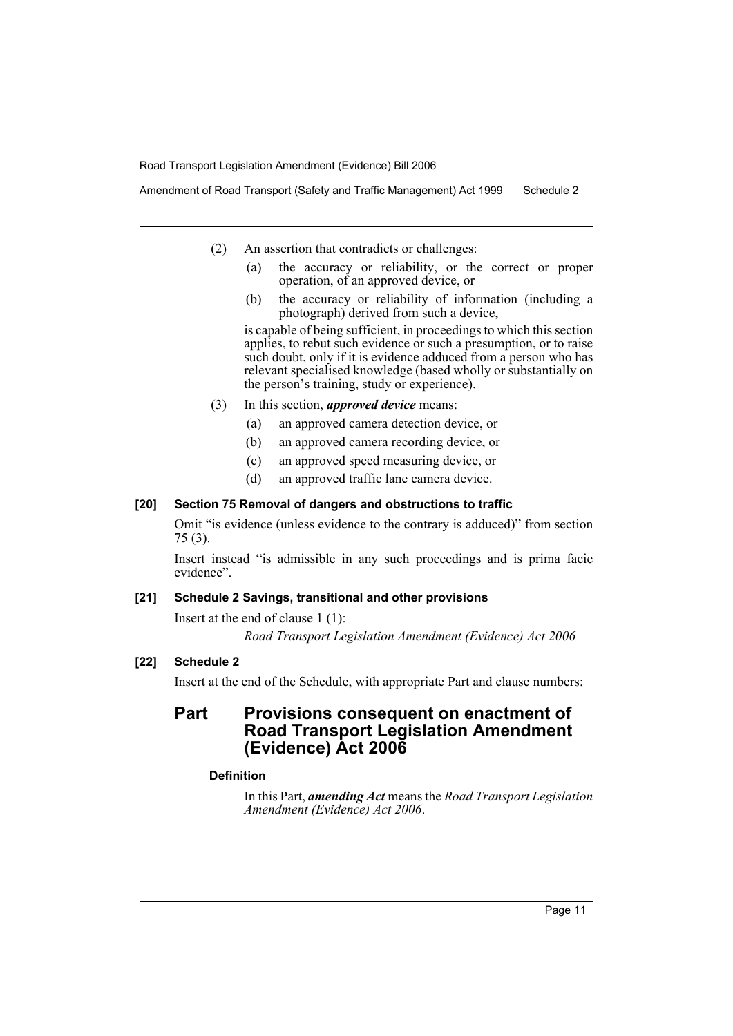(2) An assertion that contradicts or challenges:

(a) the accuracy or reliability, or the correct or proper operation, of an approved device, or

(b) the accuracy or reliability of information (including a photograph) derived from such a device,

is capable of being sufficient, in proceedings to which this section applies, to rebut such evidence or such a presumption, or to raise such doubt, only if it is evidence adduced from a person who has relevant specialised knowledge (based wholly or substantially on the person's training, study or experience).

(3) In this section, ***approved device*** means:

(a) an approved camera detection device, or

(b) an approved camera recording device, or

(c) an approved speed measuring device, or

(d) an approved traffic lane camera device.

**[20] Section 75 Removal of dangers and obstructions to traffic**

Omit "is evidence (unless evidence to the contrary is adduced)" from section 75 (3).

Insert instead "is admissible in any such proceedings and is prima facie evidence".

**[21] Schedule 2 Savings, transitional and other provisions**

Insert at the end of clause 1 (1):

*Road Transport Legislation Amendment (Evidence) Act 2006*

**[22] Schedule 2**

Insert at the end of the Schedule, with appropriate Part and clause numbers:

## Part Provisions consequent on enactment of Road Transport Legislation Amendment (Evidence) Act 2006

**Definition**

In this Part, ***amending Act*** means the *Road Transport Legislation Amendment (Evidence) Act 2006*.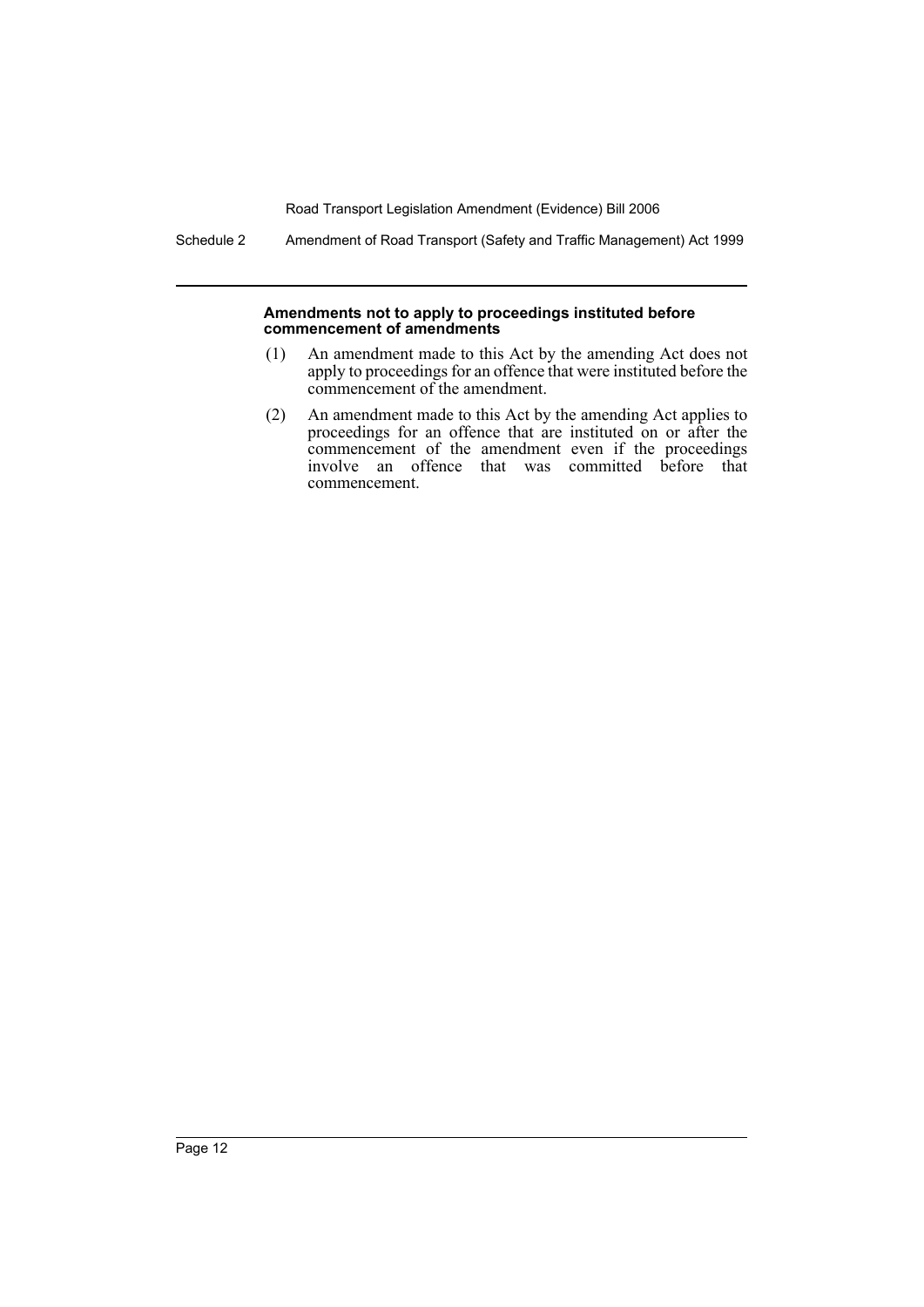**Amendments not to apply to proceedings instituted before commencement of amendments**

(1) An amendment made to this Act by the amending Act does not apply to proceedings for an offence that were instituted before the commencement of the amendment.

(2) An amendment made to this Act by the amending Act applies to proceedings for an offence that are instituted on or after the commencement of the amendment even if the proceedings involve an offence that was committed before that commencement.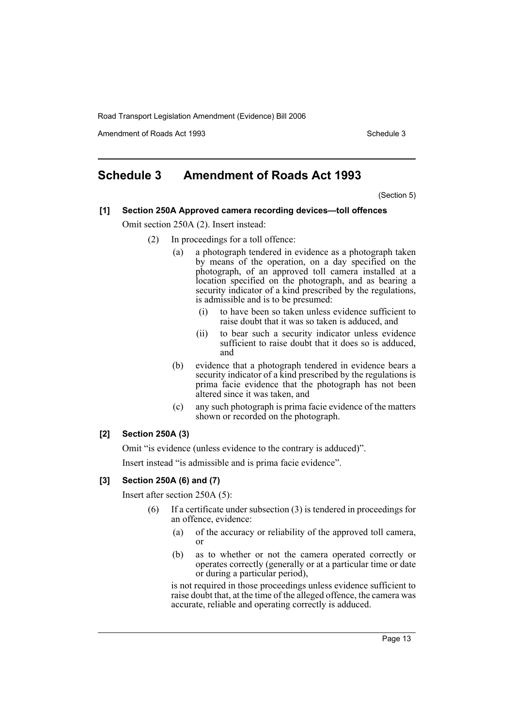## Schedule 3 Amendment of Roads Act 1993

(Section 5)

**[1] Section 250A Approved camera recording devices—toll offences**

Omit section 250A (2). Insert instead:

(2) In proceedings for a toll offence:

(a) a photograph tendered in evidence as a photograph taken by means of the operation, on a day specified on the photograph, of an approved toll camera installed at a location specified on the photograph, and as bearing a security indicator of a kind prescribed by the regulations, is admissible and is to be presumed:

(i) to have been so taken unless evidence sufficient to raise doubt that it was so taken is adduced, and

(ii) to bear such a security indicator unless evidence sufficient to raise doubt that it does so is adduced, and

(b) evidence that a photograph tendered in evidence bears a security indicator of a kind prescribed by the regulations is prima facie evidence that the photograph has not been altered since it was taken, and

(c) any such photograph is prima facie evidence of the matters shown or recorded on the photograph.

**[2] Section 250A (3)**

Omit "is evidence (unless evidence to the contrary is adduced)".

Insert instead "is admissible and is prima facie evidence".

**[3] Section 250A (6) and (7)**

Insert after section 250A (5):

(6) If a certificate under subsection (3) is tendered in proceedings for an offence, evidence:

(a) of the accuracy or reliability of the approved toll camera, or

(b) as to whether or not the camera operated correctly or operates correctly (generally or at a particular time or date or during a particular period),

is not required in those proceedings unless evidence sufficient to raise doubt that, at the time of the alleged offence, the camera was accurate, reliable and operating correctly is adduced.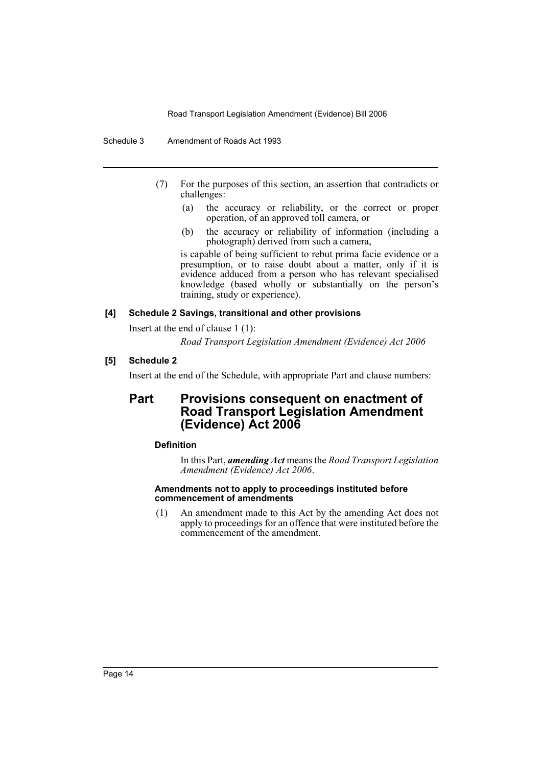(7) For the purposes of this section, an assertion that contradicts or challenges:

(a) the accuracy or reliability, or the correct or proper operation, of an approved toll camera, or

(b) the accuracy or reliability of information (including a photograph) derived from such a camera,

is capable of being sufficient to rebut prima facie evidence or a presumption, or to raise doubt about a matter, only if it is evidence adduced from a person who has relevant specialised knowledge (based wholly or substantially on the person's training, study or experience).

#### [4] Schedule 2 Savings, transitional and other provisions

Insert at the end of clause 1 (1):

*Road Transport Legislation Amendment (Evidence) Act 2006*

#### [5] Schedule 2

Insert at the end of the Schedule, with appropriate Part and clause numbers:

## Part Provisions consequent on enactment of Road Transport Legislation Amendment (Evidence) Act 2006

#### Definition

In this Part, ***amending Act*** means the *Road Transport Legislation Amendment (Evidence) Act 2006*.

#### Amendments not to apply to proceedings instituted before commencement of amendments

(1) An amendment made to this Act by the amending Act does not apply to proceedings for an offence that were instituted before the commencement of the amendment.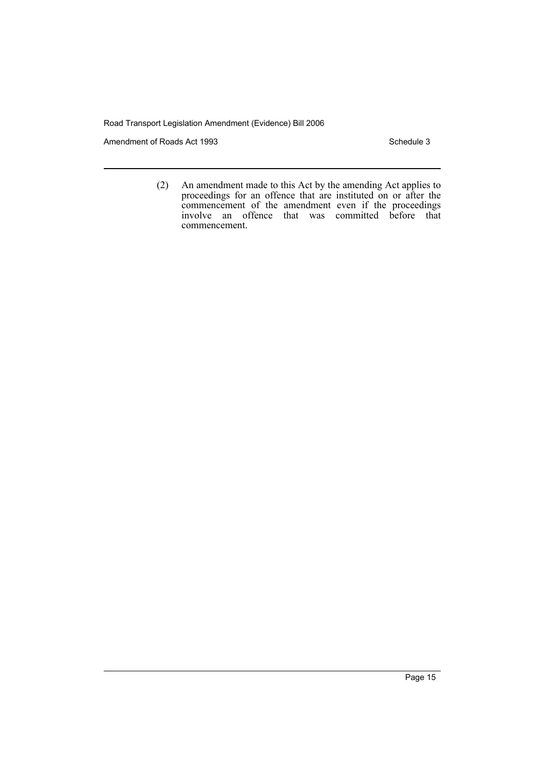(2) An amendment made to this Act by the amending Act applies to proceedings for an offence that are instituted on or after the commencement of the amendment even if the proceedings involve an offence that was committed before that commencement.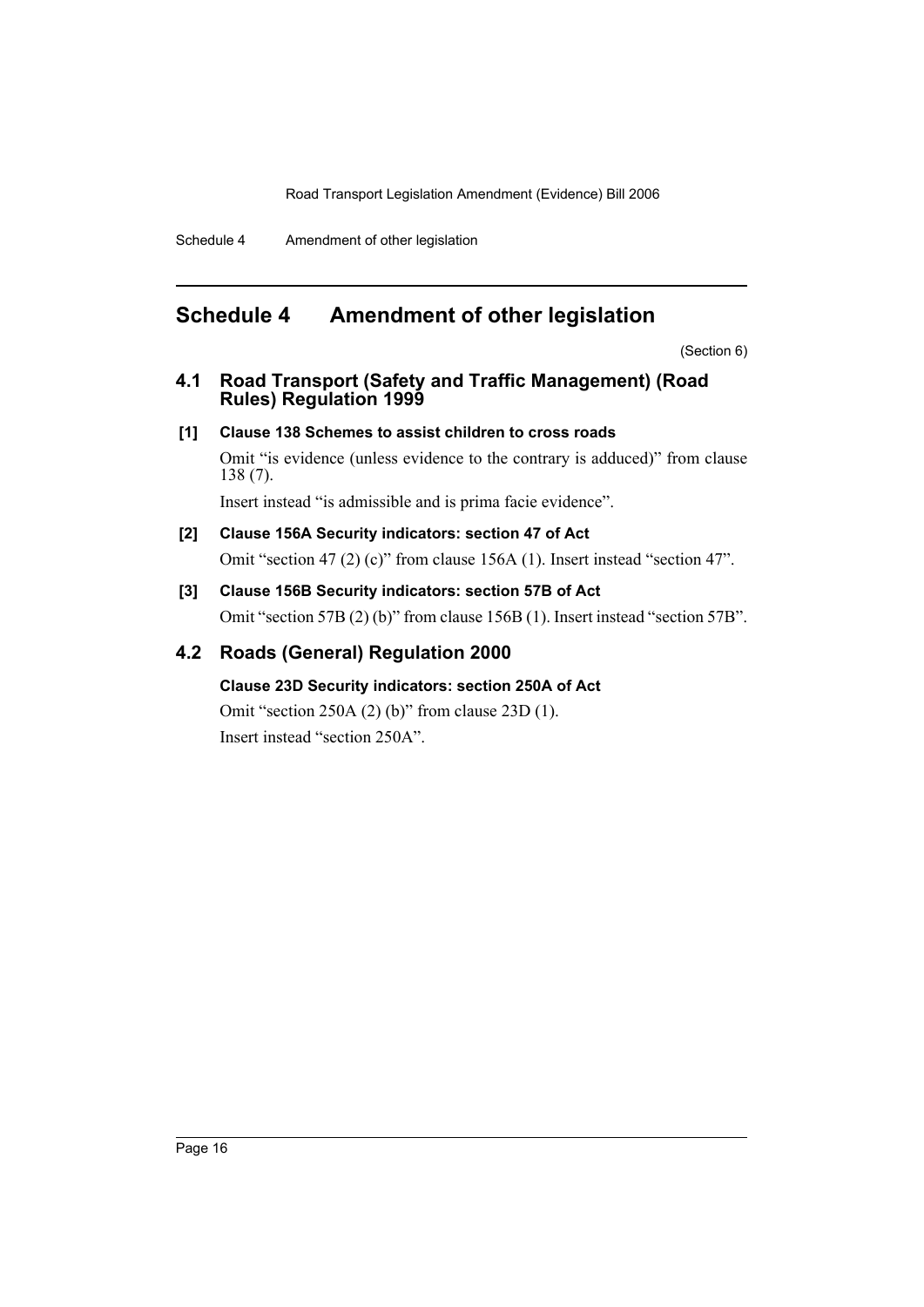# Schedule 4 Amendment of other legislation

(Section 6)

## 4.1 Road Transport (Safety and Traffic Management) (Road Rules) Regulation 1999

### [1] Clause 138 Schemes to assist children to cross roads

Omit "is evidence (unless evidence to the contrary is adduced)" from clause 138 (7).

Insert instead "is admissible and is prima facie evidence".

### [2] Clause 156A Security indicators: section 47 of Act

Omit "section 47 (2) (c)" from clause 156A (1). Insert instead "section 47".

### [3] Clause 156B Security indicators: section 57B of Act

Omit "section 57B (2) (b)" from clause 156B (1). Insert instead "section 57B".

## 4.2 Roads (General) Regulation 2000

### Clause 23D Security indicators: section 250A of Act

Omit "section 250A (2) (b)" from clause 23D (1).

Insert instead "section 250A".